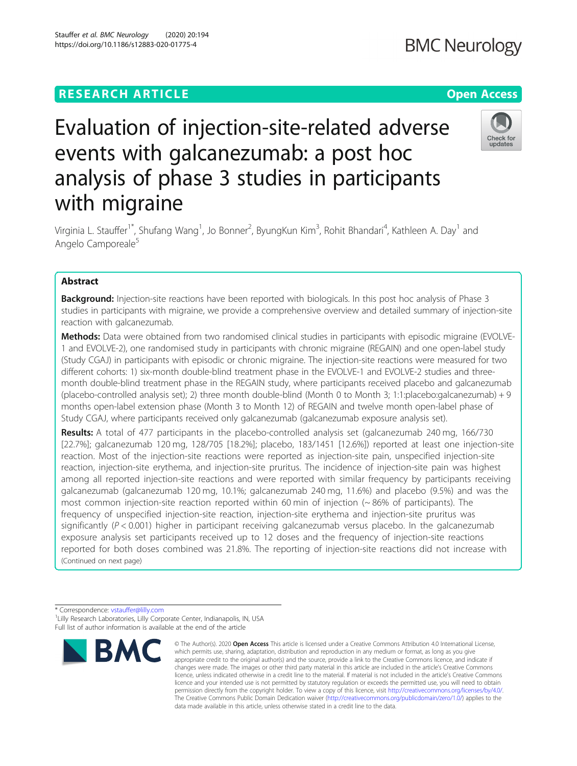# RESEARCH ARTICLE

Open Access

# Evaluation of injection-site-related adverse events with galcanezumab: a post hoc analysis of phase 3 studies in participants with migraine

Virginia L. Stauffer[1*], Shufang Wang[1], Jo Bonner[2], ByungKun Kim[3], Rohit Bhandari[4], Kathleen A. Day[1] and Angelo Camporeale[5]

## Abstract

**Background:** Injection-site reactions have been reported with biologicals. In this post hoc analysis of Phase 3 studies in participants with migraine, we provide a comprehensive overview and detailed summary of injection-site reaction with galcanezumab.

**Methods:** Data were obtained from two randomised clinical studies in participants with episodic migraine (EVOLVE-1 and EVOLVE-2), one randomised study in participants with chronic migraine (REGAIN) and one open-label study (Study CGAJ) in participants with episodic or chronic migraine. The injection-site reactions were measured for two different cohorts: 1) six-month double-blind treatment phase in the EVOLVE-1 and EVOLVE-2 studies and three-month double-blind treatment phase in the REGAIN study, where participants received placebo and galcanezumab (placebo-controlled analysis set); 2) three month double-blind (Month 0 to Month 3; 1:1:placebo:galcanezumab) + 9 months open-label extension phase (Month 3 to Month 12) of REGAIN and twelve month open-label phase of Study CGAJ, where participants received only galcanezumab (galcanezumab exposure analysis set).

**Results:** A total of 477 participants in the placebo-controlled analysis set (galcanezumab 240 mg, 166/730 [22.7%]; galcanezumab 120 mg, 128/705 [18.2%]; placebo, 183/1451 [12.6%]) reported at least one injection-site reaction. Most of the injection-site reactions were reported as injection-site pain, unspecified injection-site reaction, injection-site erythema, and injection-site pruritus. The incidence of injection-site pain was highest among all reported injection-site reactions and were reported with similar frequency by participants receiving galcanezumab (galcanezumab 120 mg, 10.1%; galcanezumab 240 mg, 11.6%) and placebo (9.5%) and was the most common injection-site reaction reported within 60 min of injection (~ 86% of participants). The frequency of unspecified injection-site reaction, injection-site erythema and injection-site pruritus was significantly ($P < 0.001$) higher in participant receiving galcanezumab versus placebo. In the galcanezumab exposure analysis set participants received up to 12 doses and the frequency of injection-site reactions reported for both doses combined was 21.8%. The reporting of injection-site reactions did not increase with

(Continued on next page)

---

\* Correspondence: vstauffer@lilly.com

[1]Lilly Research Laboratories, Lilly Corporate Center, Indianapolis, IN, USA

Full list of author information is available at the end of the article

© The Author(s). 2020 **Open Access** This article is licensed under a Creative Commons Attribution 4.0 International License, which permits use, sharing, adaptation, distribution and reproduction in any medium or format, as long as you give appropriate credit to the original author(s) and the source, provide a link to the Creative Commons licence, and indicate if changes were made. The images or other third party material in this article are included in the article's Creative Commons licence, unless indicated otherwise in a credit line to the material. If material is not included in the article's Creative Commons licence and your intended use is not permitted by statutory regulation or exceeds the permitted use, you will need to obtain permission directly from the copyright holder. To view a copy of this licence, visit http://creativecommons.org/licenses/by/4.0/. The Creative Commons Public Domain Dedication waiver (http://creativecommons.org/publicdomain/zero/1.0/) applies to the data made available in this article, unless otherwise stated in a credit line to the data.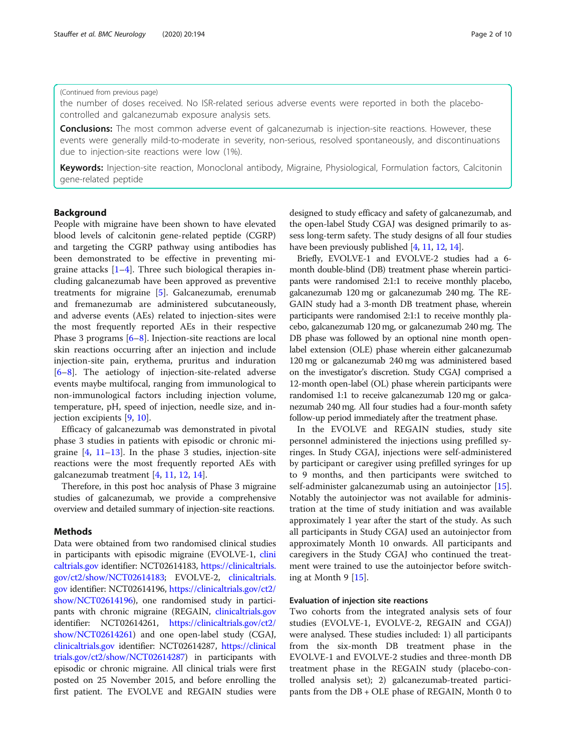(Continued from previous page)

the number of doses received. No ISR-related serious adverse events were reported in both the placebo-controlled and galcanezumab exposure analysis sets.

**Conclusions:** The most common adverse event of galcanezumab is injection-site reactions. However, these events were generally mild-to-moderate in severity, non-serious, resolved spontaneously, and discontinuations due to injection-site reactions were low (1%).

**Keywords:** Injection-site reaction, Monoclonal antibody, Migraine, Physiological, Formulation factors, Calcitonin gene-related peptide

## Background

People with migraine have been shown to have elevated blood levels of calcitonin gene-related peptide (CGRP) and targeting the CGRP pathway using antibodies has been demonstrated to be effective in preventing migraine attacks [1–4]. Three such biological therapies including galcanezumab have been approved as preventive treatments for migraine [5]. Galcanezumab, erenumab and fremanezumab are administered subcutaneously, and adverse events (AEs) related to injection-sites were the most frequently reported AEs in their respective Phase 3 programs [6–8]. Injection-site reactions are local skin reactions occurring after an injection and include injection-site pain, erythema, pruritus and induration [6–8]. The aetiology of injection-site-related adverse events maybe multifocal, ranging from immunological to non-immunological factors including injection volume, temperature, pH, speed of injection, needle size, and injection excipients [9, 10].

Efficacy of galcanezumab was demonstrated in pivotal phase 3 studies in patients with episodic or chronic migraine [4, 11–13]. In the phase 3 studies, injection-site reactions were the most frequently reported AEs with galcanezumab treatment [4, 11, 12, 14].

Therefore, in this post hoc analysis of Phase 3 migraine studies of galcanezumab, we provide a comprehensive overview and detailed summary of injection-site reactions.

## Methods

Data were obtained from two randomised clinical studies in participants with episodic migraine (EVOLVE-1, clinicaltrials.gov identifier: NCT02614183, https://clinicaltrials.gov/ct2/show/NCT02614183; EVOLVE-2, clinicaltrials.gov identifier: NCT02614196, https://clinicaltrials.gov/ct2/show/NCT02614196), one randomised study in participants with chronic migraine (REGAIN, clinicaltrials.gov identifier: NCT02614261, https://clinicaltrials.gov/ct2/show/NCT02614261) and one open-label study (CGAJ, clinicaltrials.gov identifier: NCT02614287, https://clinicaltrials.gov/ct2/show/NCT02614287) in participants with episodic or chronic migraine. All clinical trials were first posted on 25 November 2015, and before enrolling the first patient. The EVOLVE and REGAIN studies were designed to study efficacy and safety of galcanezumab, and the open-label Study CGAJ was designed primarily to assess long-term safety. The study designs of all four studies have been previously published [4, 11, 12, 14].

Briefly, EVOLVE-1 and EVOLVE-2 studies had a 6-month double-blind (DB) treatment phase wherein participants were randomised 2:1:1 to receive monthly placebo, galcanezumab 120 mg or galcanezumab 240 mg. The REGAIN study had a 3-month DB treatment phase, wherein participants were randomised 2:1:1 to receive monthly placebo, galcanezumab 120 mg, or galcanezumab 240 mg. The DB phase was followed by an optional nine month open-label extension (OLE) phase wherein either galcanezumab 120 mg or galcanezumab 240 mg was administered based on the investigator's discretion. Study CGAJ comprised a 12-month open-label (OL) phase wherein participants were randomised 1:1 to receive galcanezumab 120 mg or galcanezumab 240 mg. All four studies had a four-month safety follow-up period immediately after the treatment phase.

In the EVOLVE and REGAIN studies, study site personnel administered the injections using prefilled syringes. In Study CGAJ, injections were self-administered by participant or caregiver using prefilled syringes for up to 9 months, and then participants were switched to self-administer galcanezumab using an autoinjector [15]. Notably the autoinjector was not available for administration at the time of study initiation and was available approximately 1 year after the start of the study. As such all participants in Study CGAJ used an autoinjector from approximately Month 10 onwards. All participants and caregivers in the Study CGAJ who continued the treatment were trained to use the autoinjector before switching at Month 9 [15].

### Evaluation of injection site reactions

Two cohorts from the integrated analysis sets of four studies (EVOLVE-1, EVOLVE-2, REGAIN and CGAJ) were analysed. These studies included: 1) all participants from the six-month DB treatment phase in the EVOLVE-1 and EVOLVE-2 studies and three-month DB treatment phase in the REGAIN study (placebo-controlled analysis set); 2) galcanezumab-treated participants from the DB + OLE phase of REGAIN, Month 0 to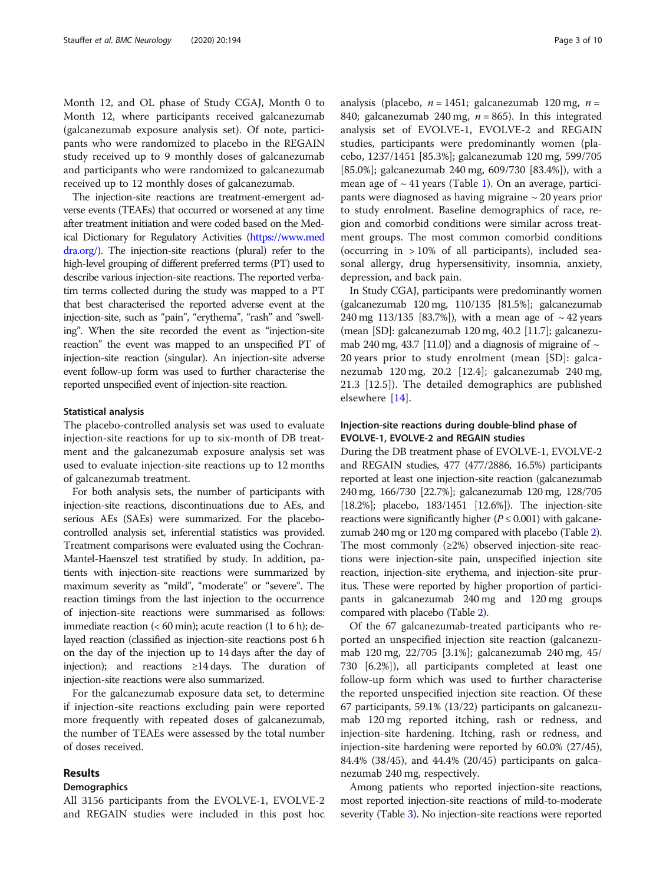Month 12, and OL phase of Study CGAJ, Month 0 to Month 12, where participants received galcanezumab (galcanezumab exposure analysis set). Of note, participants who were randomized to placebo in the REGAIN study received up to 9 monthly doses of galcanezumab and participants who were randomized to galcanezumab received up to 12 monthly doses of galcanezumab.

The injection-site reactions are treatment-emergent adverse events (TEAEs) that occurred or worsened at any time after treatment initiation and were coded based on the Medical Dictionary for Regulatory Activities (https://www.meddra.org/). The injection-site reactions (plural) refer to the high-level grouping of different preferred terms (PT) used to describe various injection-site reactions. The reported verbatim terms collected during the study was mapped to a PT that best characterised the reported adverse event at the injection-site, such as "pain", "erythema", "rash" and "swelling". When the site recorded the event as "injection-site reaction" the event was mapped to an unspecified PT of injection-site reaction (singular). An injection-site adverse event follow-up form was used to further characterise the reported unspecified event of injection-site reaction.

### Statistical analysis

The placebo-controlled analysis set was used to evaluate injection-site reactions for up to six-month of DB treatment and the galcanezumab exposure analysis set was used to evaluate injection-site reactions up to 12 months of galcanezumab treatment.

For both analysis sets, the number of participants with injection-site reactions, discontinuations due to AEs, and serious AEs (SAEs) were summarized. For the placebo-controlled analysis set, inferential statistics was provided. Treatment comparisons were evaluated using the Cochran-Mantel-Haenszel test stratified by study. In addition, patients with injection-site reactions were summarized by maximum severity as "mild", "moderate" or "severe". The reaction timings from the last injection to the occurrence of injection-site reactions were summarised as follows: immediate reaction (< 60 min); acute reaction (1 to 6 h); delayed reaction (classified as injection-site reactions post 6 h on the day of the injection up to 14 days after the day of injection); and reactions ≥14 days. The duration of injection-site reactions were also summarized.

For the galcanezumab exposure data set, to determine if injection-site reactions excluding pain were reported more frequently with repeated doses of galcanezumab, the number of TEAEs were assessed by the total number of doses received.

## Results

### Demographics

All 3156 participants from the EVOLVE-1, EVOLVE-2 and REGAIN studies were included in this post hoc analysis (placebo, $n = 1451$; galcanezumab 120 mg, $n = 840$; galcanezumab 240 mg, $n = 865$). In this integrated analysis set of EVOLVE-1, EVOLVE-2 and REGAIN studies, participants were predominantly women (placebo, 1237/1451 [85.3%]; galcanezumab 120 mg, 599/705 [85.0%]; galcanezumab 240 mg, 609/730 [83.4%]), with a mean age of ~ 41 years (Table 1). On an average, participants were diagnosed as having migraine ~ 20 years prior to study enrolment. Baseline demographics of race, region and comorbid conditions were similar across treatment groups. The most common comorbid conditions (occurring in > 10% of all participants), included seasonal allergy, drug hypersensitivity, insomnia, anxiety, depression, and back pain.

In Study CGAJ, participants were predominantly women (galcanezumab 120 mg, 110/135 [81.5%]; galcanezumab 240 mg 113/135 [83.7%]), with a mean age of ~ 42 years (mean [SD]: galcanezumab 120 mg, 40.2 [11.7]; galcanezumab 240 mg, 43.7 [11.0]) and a diagnosis of migraine of ~ 20 years prior to study enrolment (mean [SD]: galcanezumab 120 mg, 20.2 [12.4]; galcanezumab 240 mg, 21.3 [12.5]). The detailed demographics are published elsewhere [14].

### Injection-site reactions during double-blind phase of EVOLVE-1, EVOLVE-2 and REGAIN studies

During the DB treatment phase of EVOLVE-1, EVOLVE-2 and REGAIN studies, 477 (477/2886, 16.5%) participants reported at least one injection-site reaction (galcanezumab 240 mg, 166/730 [22.7%]; galcanezumab 120 mg, 128/705 [18.2%]; placebo, 183/1451 [12.6%]). The injection-site reactions were significantly higher ($P \leq 0.001$) with galcanezumab 240 mg or 120 mg compared with placebo (Table 2). The most commonly (≥2%) observed injection-site reactions were injection-site pain, unspecified injection site reaction, injection-site erythema, and injection-site pruritus. These were reported by higher proportion of participants in galcanezumab 240 mg and 120 mg groups compared with placebo (Table 2).

Of the 67 galcanezumab-treated participants who reported an unspecified injection site reaction (galcanezumab 120 mg, 22/705 [3.1%]; galcanezumab 240 mg, 45/730 [6.2%]), all participants completed at least one follow-up form which was used to further characterise the reported unspecified injection site reaction. Of these 67 participants, 59.1% (13/22) participants on galcanezumab 120 mg reported itching, rash or redness, and injection-site hardening. Itching, rash or redness, and injection-site hardening were reported by 60.0% (27/45), 84.4% (38/45), and 44.4% (20/45) participants on galcanezumab 240 mg, respectively.

Among patients who reported injection-site reactions, most reported injection-site reactions of mild-to-moderate severity (Table 3). No injection-site reactions were reported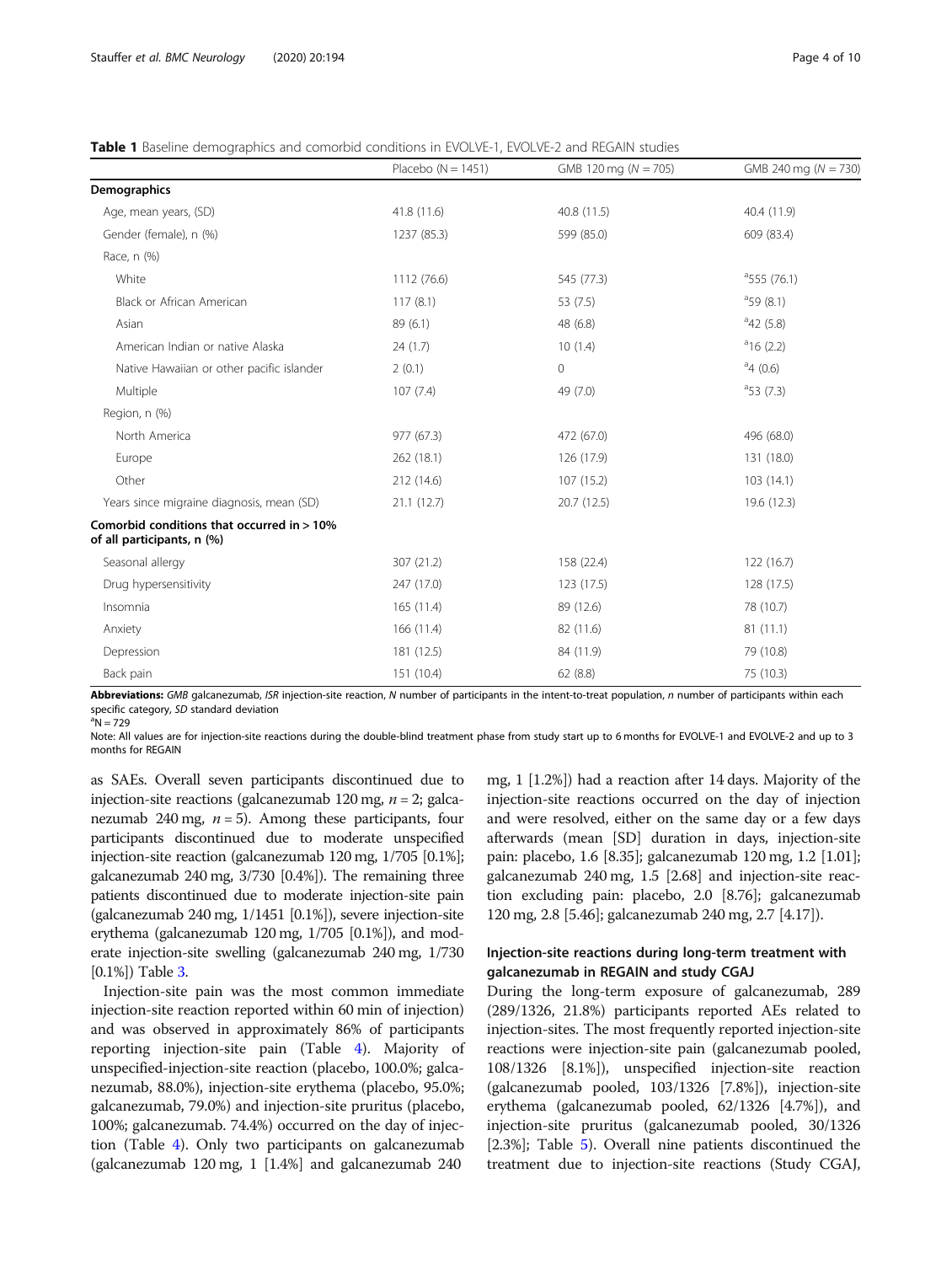**Table 1** Baseline demographics and comorbid conditions in EVOLVE-1, EVOLVE-2 and REGAIN studies

| | Placebo (N = 1451) | GMB 120 mg (N = 705) | GMB 240 mg (N = 730) |
|---|---|---|---|
| **Demographics** | | | |
| Age, mean years, (SD) | 41.8 (11.6) | 40.8 (11.5) | 40.4 (11.9) |
| Gender (female), n (%) | 1237 (85.3) | 599 (85.0) | 609 (83.4) |
| Race, n (%) | | | |
| White | 1112 (76.6) | 545 (77.3) | [a]555 (76.1) |
| Black or African American | 117 (8.1) | 53 (7.5) | [a]59 (8.1) |
| Asian | 89 (6.1) | 48 (6.8) | [a]42 (5.8) |
| American Indian or native Alaska | 24 (1.7) | 10 (1.4) | [a]16 (2.2) |
| Native Hawaiian or other pacific islander | 2 (0.1) | 0 | [a]4 (0.6) |
| Multiple | 107 (7.4) | 49 (7.0) | [a]53 (7.3) |
| Region, n (%) | | | |
| North America | 977 (67.3) | 472 (67.0) | 496 (68.0) |
| Europe | 262 (18.1) | 126 (17.9) | 131 (18.0) |
| Other | 212 (14.6) | 107 (15.2) | 103 (14.1) |
| Years since migraine diagnosis, mean (SD) | 21.1 (12.7) | 20.7 (12.5) | 19.6 (12.3) |
| **Comorbid conditions that occurred in > 10% of all participants, n (%)** | | | |
| Seasonal allergy | 307 (21.2) | 158 (22.4) | 122 (16.7) |
| Drug hypersensitivity | 247 (17.0) | 123 (17.5) | 128 (17.5) |
| Insomnia | 165 (11.4) | 89 (12.6) | 78 (10.7) |
| Anxiety | 166 (11.4) | 82 (11.6) | 81 (11.1) |
| Depression | 181 (12.5) | 84 (11.9) | 79 (10.8) |
| Back pain | 151 (10.4) | 62 (8.8) | 75 (10.3) |

**Abbreviations:** *GMB* galcanezumab, *ISR* injection-site reaction, *N* number of participants in the intent-to-treat population, *n* number of participants within each specific category, *SD* standard deviation

[a]N = 729

Note: All values are for injection-site reactions during the double-blind treatment phase from study start up to 6 months for EVOLVE-1 and EVOLVE-2 and up to 3 months for REGAIN

as SAEs. Overall seven participants discontinued due to injection-site reactions (galcanezumab 120 mg, *n* = 2; galcanezumab 240 mg, *n* = 5). Among these participants, four participants discontinued due to moderate unspecified injection-site reaction (galcanezumab 120 mg, 1/705 [0.1%]; galcanezumab 240 mg, 3/730 [0.4%]). The remaining three patients discontinued due to moderate injection-site pain (galcanezumab 240 mg, 1/1451 [0.1%]), severe injection-site erythema (galcanezumab 120 mg, 1/705 [0.1%]), and moderate injection-site swelling (galcanezumab 240 mg, 1/730 [0.1%]) Table 3.

Injection-site pain was the most common immediate injection-site reaction reported within 60 min of injection) and was observed in approximately 86% of participants reporting injection-site pain (Table 4). Majority of unspecified-injection-site reaction (placebo, 100.0%; galcanezumab, 88.0%), injection-site erythema (placebo, 95.0%; galcanezumab, 79.0%) and injection-site pruritus (placebo, 100%; galcanezumab. 74.4%) occurred on the day of injection (Table 4). Only two participants on galcanezumab (galcanezumab 120 mg, 1 [1.4%] and galcanezumab 240 mg, 1 [1.2%]) had a reaction after 14 days. Majority of the injection-site reactions occurred on the day of injection and were resolved, either on the same day or a few days afterwards (mean [SD] duration in days, injection-site pain: placebo, 1.6 [8.35]; galcanezumab 120 mg, 1.2 [1.01]; galcanezumab 240 mg, 1.5 [2.68] and injection-site reaction excluding pain: placebo, 2.0 [8.76]; galcanezumab 120 mg, 2.8 [5.46]; galcanezumab 240 mg, 2.7 [4.17]).

### Injection-site reactions during long-term treatment with galcanezumab in REGAIN and study CGAJ

During the long-term exposure of galcanezumab, 289 (289/1326, 21.8%) participants reported AEs related to injection-sites. The most frequently reported injection-site reactions were injection-site pain (galcanezumab pooled, 108/1326 [8.1%]), unspecified injection-site reaction (galcanezumab pooled, 103/1326 [7.8%]), injection-site erythema (galcanezumab pooled, 62/1326 [4.7%]), and injection-site pruritus (galcanezumab pooled, 30/1326 [2.3%]; Table 5). Overall nine patients discontinued the treatment due to injection-site reactions (Study CGAJ,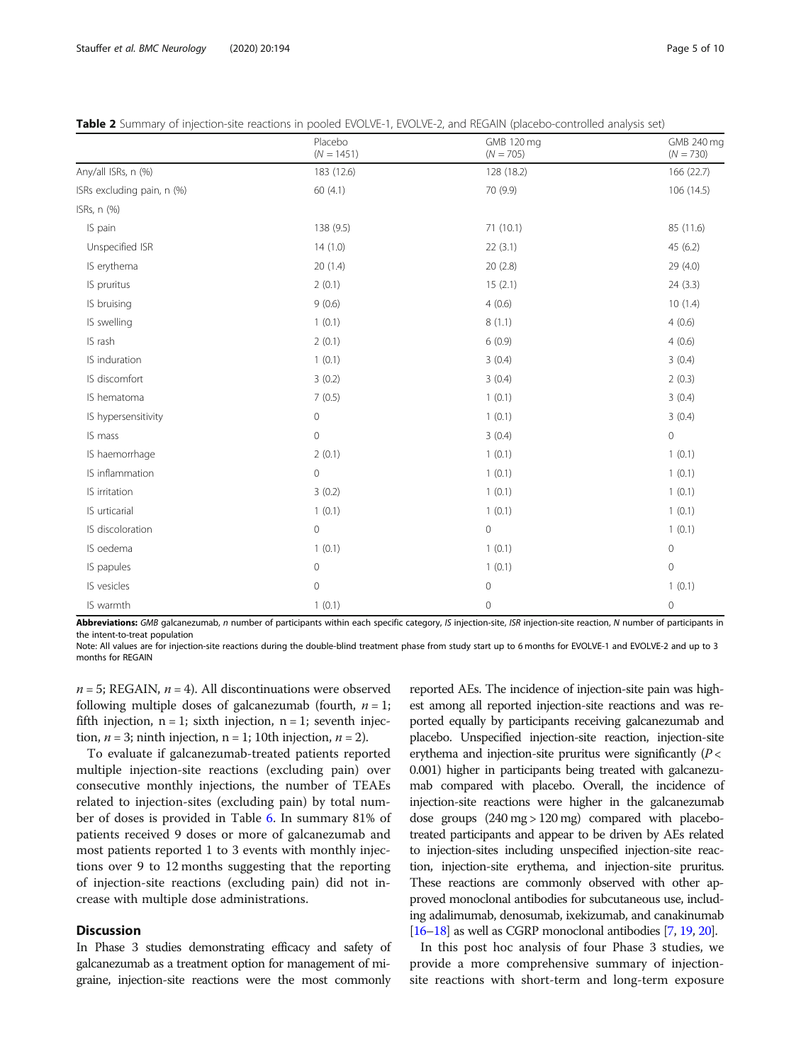**Table 2** Summary of injection-site reactions in pooled EVOLVE-1, EVOLVE-2, and REGAIN (placebo-controlled analysis set)

| | Placebo ($N$ = 1451) | GMB 120 mg ($N$ = 705) | GMB 240 mg ($N$ = 730) |
|---|---|---|---|
| Any/all ISRs, n (%) | 183 (12.6) | 128 (18.2) | 166 (22.7) |
| ISRs excluding pain, n (%) | 60 (4.1) | 70 (9.9) | 106 (14.5) |
| ISRs, n (%) | | | |
| IS pain | 138 (9.5) | 71 (10.1) | 85 (11.6) |
| Unspecified ISR | 14 (1.0) | 22 (3.1) | 45 (6.2) |
| IS erythema | 20 (1.4) | 20 (2.8) | 29 (4.0) |
| IS pruritus | 2 (0.1) | 15 (2.1) | 24 (3.3) |
| IS bruising | 9 (0.6) | 4 (0.6) | 10 (1.4) |
| IS swelling | 1 (0.1) | 8 (1.1) | 4 (0.6) |
| IS rash | 2 (0.1) | 6 (0.9) | 4 (0.6) |
| IS induration | 1 (0.1) | 3 (0.4) | 3 (0.4) |
| IS discomfort | 3 (0.2) | 3 (0.4) | 2 (0.3) |
| IS hematoma | 7 (0.5) | 1 (0.1) | 3 (0.4) |
| IS hypersensitivity | 0 | 1 (0.1) | 3 (0.4) |
| IS mass | 0 | 3 (0.4) | 0 |
| IS haemorrhage | 2 (0.1) | 1 (0.1) | 1 (0.1) |
| IS inflammation | 0 | 1 (0.1) | 1 (0.1) |
| IS irritation | 3 (0.2) | 1 (0.1) | 1 (0.1) |
| IS urticarial | 1 (0.1) | 1 (0.1) | 1 (0.1) |
| IS discoloration | 0 | 0 | 1 (0.1) |
| IS oedema | 1 (0.1) | 1 (0.1) | 0 |
| IS papules | 0 | 1 (0.1) | 0 |
| IS vesicles | 0 | 0 | 1 (0.1) |
| IS warmth | 1 (0.1) | 0 | 0 |

**Abbreviations:** *GMB* galcanezumab, *n* number of participants within each specific category, *IS* injection-site, *ISR* injection-site reaction, *N* number of participants in the intent-to-treat population

Note: All values are for injection-site reactions during the double-blind treatment phase from study start up to 6 months for EVOLVE-1 and EVOLVE-2 and up to 3 months for REGAIN

$n = 5$; REGAIN, $n = 4$). All discontinuations were observed following multiple doses of galcanezumab (fourth, $n = 1$; fifth injection, $n = 1$; sixth injection, $n = 1$; seventh injection, $n = 3$; ninth injection, $n = 1$; 10th injection, $n = 2$).

To evaluate if galcanezumab-treated patients reported multiple injection-site reactions (excluding pain) over consecutive monthly injections, the number of TEAEs related to injection-sites (excluding pain) by total number of doses is provided in Table 6. In summary 81% of patients received 9 doses or more of galcanezumab and most patients reported 1 to 3 events with monthly injections over 9 to 12 months suggesting that the reporting of injection-site reactions (excluding pain) did not increase with multiple dose administrations.

## Discussion

In Phase 3 studies demonstrating efficacy and safety of galcanezumab as a treatment option for management of migraine, injection-site reactions were the most commonly reported AEs. The incidence of injection-site pain was highest among all reported injection-site reactions and was reported equally by participants receiving galcanezumab and placebo. Unspecified injection-site reaction, injection-site erythema and injection-site pruritus were significantly ($P < 0.001$) higher in participants being treated with galcanezumab compared with placebo. Overall, the incidence of injection-site reactions were higher in the galcanezumab dose groups (240 mg > 120 mg) compared with placebo-treated participants and appear to be driven by AEs related to injection-sites including unspecified injection-site reaction, injection-site erythema, and injection-site pruritus. These reactions are commonly observed with other approved monoclonal antibodies for subcutaneous use, including adalimumab, denosumab, ixekizumab, and canakinumab [16–18] as well as CGRP monoclonal antibodies [7, 19, 20].

In this post hoc analysis of four Phase 3 studies, we provide a more comprehensive summary of injection-site reactions with short-term and long-term exposure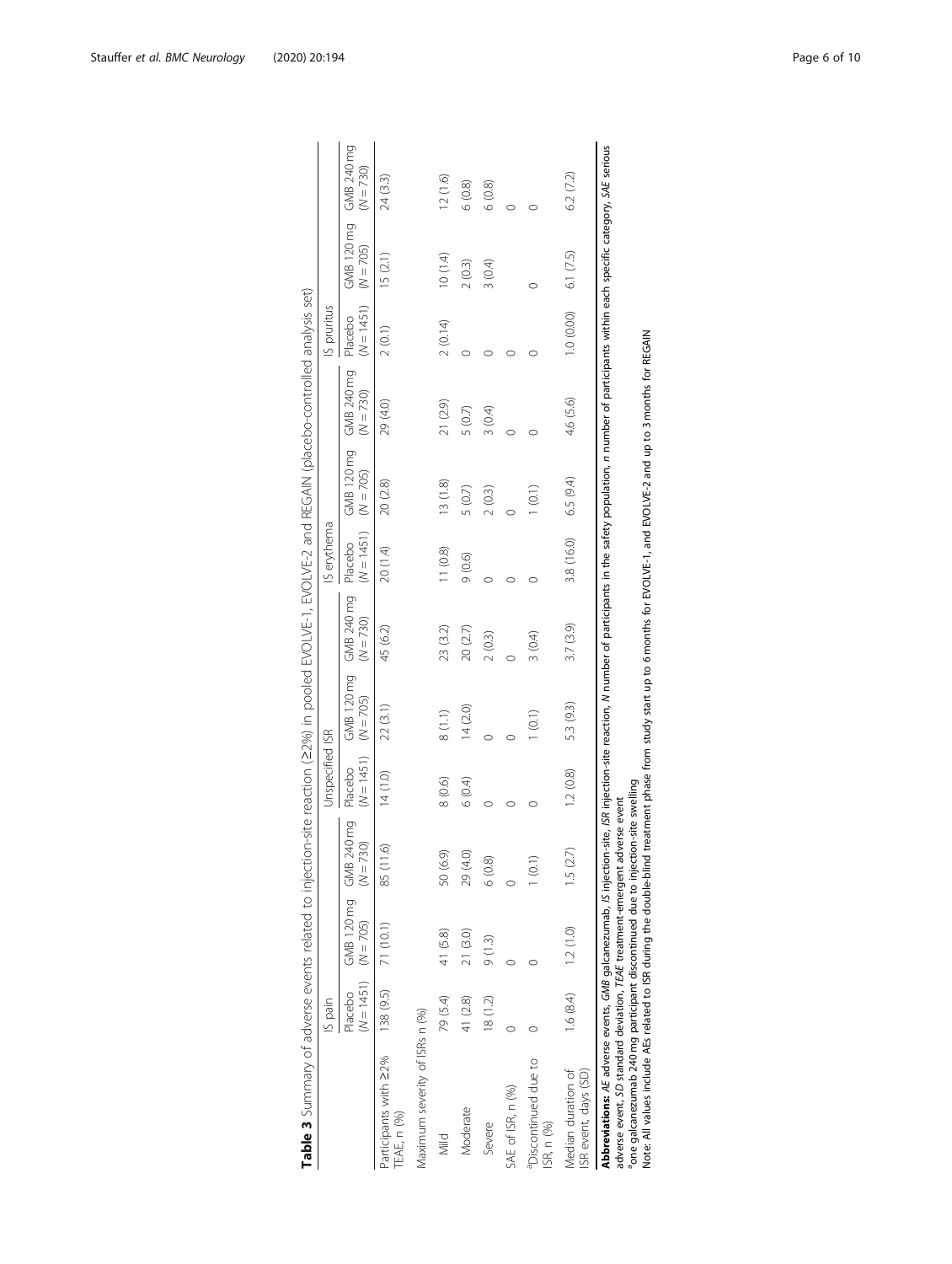**Table 3** Summary of adverse events related to injection-site reaction (≥2%) in pooled EVOLVE-1, EVOLVE-2 and REGAIN (placebo-controlled analysis set)

| | IS pain | | | Unspecified ISR | | | IS erythema | | | IS pruritus | | |
|---|---|---|---|---|---|---|---|---|---|---|---|---|
| | Placebo (N = 1451) | GMB 120 mg (N = 705) | GMB 240 mg (N = 730) | Placebo (N = 1451) | GMB 120 mg (N = 705) | GMB 240 mg (N = 730) | Placebo (N = 1451) | GMB 120 mg (N = 705) | GMB 240 mg (N = 730) | Placebo (N = 1451) | GMB 120 mg (N = 705) | GMB 240 mg (N = 730) |
| Participants with ≥2% TEAE, n (%) | 138 (9.5) | 71 (10.1) | 85 (11.6) | 14 (1.0) | 22 (3.1) | 45 (6.2) | 20 (1.4) | 20 (2.8) | 29 (4.0) | 2 (0.1) | 15 (2.1) | 24 (3.3) |
| Maximum severity of ISRs n (%) | | | | | | | | | | | | |
| Mild | 79 (5.4) | 41 (5.8) | 50 (6.9) | 8 (0.6) | 8 (1.1) | 23 (3.2) | 11 (0.8) | 13 (1.8) | 21 (2.9) | 2 (0.14) | 10 (1.4) | 12 (1.6) |
| Moderate | 41 (2.8) | 21 (3.0) | 29 (4.0) | 6 (0.4) | 14 (2.0) | 20 (2.7) | 9 (0.6) | 5 (0.7) | 5 (0.7) | 0 | 2 (0.3) | 6 (0.8) |
| Severe | 18 (1.2) | 9 (1.3) | 6 (0.8) | 0 | 0 | 2 (0.3) | 0 | 2 (0.3) | 3 (0.4) | 0 | 3 (0.4) | 6 (0.8) |
| SAE of ISR, n (%) | 0 | 0 | 0 | 0 | 0 | 0 | 0 | 0 | 0 | 0 | | 0 |
| [a]Discontinued due to ISR, n (%) | 0 | 0 | 1 (0.1) | 0 | 1 (0.1) | 3 (0.4) | 0 | 1 (0.1) | 0 | 0 | 0 | 0 |
| Median duration of ISR event, days (SD) | 1.6 (8.4) | 1.2 (1.0) | 1.5 (2.7) | 1.2 (0.8) | 5.3 (9.3) | 3.7 (3.9) | 3.8 (16.0) | 6.5 (9.4) | 4.6 (5.6) | 1.0 (0.00) | 6.1 (7.5) | 6.2 (7.2) |

**Abbreviations:** *AE* adverse events, *GMB* galcanezumab, *IS* injection-site, *ISR* injection-site reaction, *N* number of participants in the safety population, *n* number of participants within each specific category, *SAE* serious adverse event, *SD* standard deviation, *TEAE* treatment-emergent adverse event

[a]one galcanezumab 240 mg participant discontinued due to injection-site swelling

Note: All values include AEs related to ISR during the double-blind treatment phase from study start up to 6 months for EVOLVE-1, and EVOLVE-2 and up to 3 months for REGAIN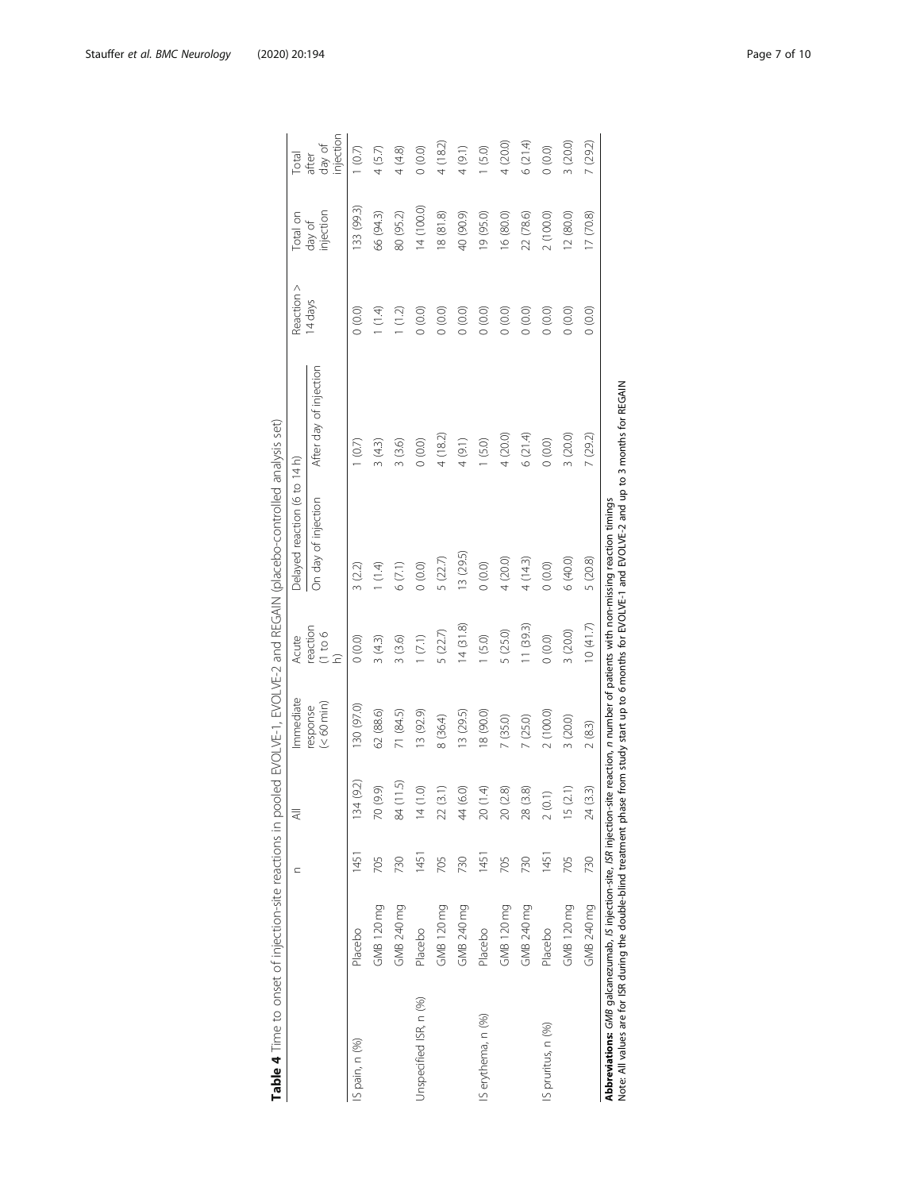**Table 4** Time to onset of injection-site reactions in pooled EVOLVE-1, EVOLVE-2 and REGAIN (placebo-controlled analysis set)

| | | n | All | Immediate response (< 60 min) | Acute reaction (1 to 6 h) | Delayed reaction (6 to 14 h) | | Reaction > 14 days | Total on day of injection | Total after day of injection |
|---|---|---|---|---|---|---|---|---|---|---|
| | | | | | | On day of injection | After day of injection | | | |
| IS pain, n (%) | Placebo | 1451 | 134 (9.2) | 130 (97.0) | 0 (0.0) | 3 (2.2) | 1 (0.7) | 0 (0.0) | 133 (99.3) | 1 (0.7) |
| | GMB 120 mg | 705 | 70 (9.9) | 62 (88.6) | 3 (4.3) | 1 (1.4) | 3 (4.3) | 1 (1.4) | 66 (94.3) | 4 (5.7) |
| | GMB 240 mg | 730 | 84 (11.5) | 71 (84.5) | 3 (3.6) | 6 (7.1) | 3 (3.6) | 1 (1.2) | 80 (95.2) | 4 (4.8) |
| Unspecified ISR, n (%) | Placebo | 1451 | 14 (1.0) | 13 (92.9) | 1 (7.1) | 0 (0.0) | 0 (0.0) | 0 (0.0) | 14 (100.0) | 0 (0.0) |
| | GMB 120 mg | 705 | 22 (3.1) | 8 (36.4) | 5 (22.7) | 5 (22.7) | 4 (18.2) | 0 (0.0) | 18 (81.8) | 4 (18.2) |
| | GMB 240 mg | 730 | 44 (6.0) | 13 (29.5) | 14 (31.8) | 13 (29.5) | 4 (9.1) | 0 (0.0) | 40 (90.9) | 4 (9.1) |
| IS erythema, n (%) | Placebo | 1451 | 20 (1.4) | 18 (90.0) | 1 (5.0) | 0 (0.0) | 1 (5.0) | 0 (0.0) | 19 (95.0) | 1 (5.0) |
| | GMB 120 mg | 705 | 20 (2.8) | 7 (35.0) | 5 (25.0) | 4 (20.0) | 4 (20.0) | 0 (0.0) | 16 (80.0) | 4 (20.0) |
| | GMB 240 mg | 730 | 28 (3.8) | 7 (25.0) | 11 (39.3) | 4 (14.3) | 6 (21.4) | 0 (0.0) | 22 (78.6) | 6 (21.4) |
| IS pruritus, n (%) | Placebo | 1451 | 2 (0.1) | 2 (100.0) | 0 (0.0) | 0 (0.0) | 0 (0.0) | 0 (0.0) | 2 (100.0) | 0 (0.0) |
| | GMB 120 mg | 705 | 15 (2.1) | 3 (20.0) | 3 (20.0) | 6 (40.0) | 3 (20.0) | 0 (0.0) | 12 (80.0) | 3 (20.0) |
| | GMB 240 mg | 730 | 24 (3.3) | 2 (8.3) | 10 (41.7) | 5 (20.8) | 7 (29.2) | 0 (0.0) | 17 (70.8) | 7 (29.2) |

**Abbreviations:** *GMB* galcanezumab, *IS* injection-site, *ISR* injection-site reaction, *n* number of patients with non-missing reaction timings
Note: All values are for ISR during the double-blind treatment phase from study start up to 6 months for EVOLVE-1 and EVOLVE-2 and up to 3 months for REGAIN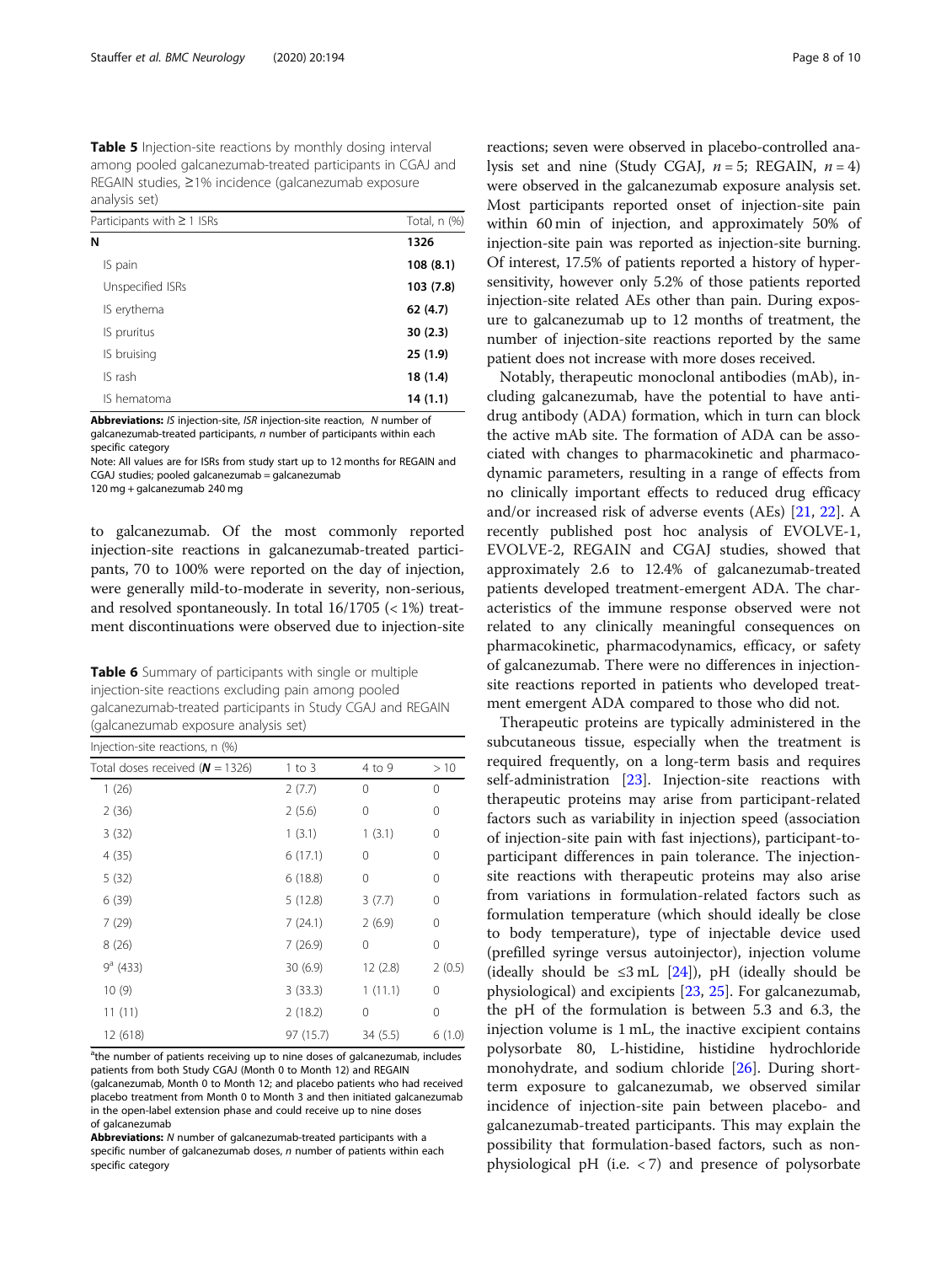**Table 5** Injection-site reactions by monthly dosing interval among pooled galcanezumab-treated participants in CGAJ and REGAIN studies, ≥1% incidence (galcanezumab exposure analysis set)

| Participants with ≥ 1 ISRs | Total, n (%) |
|---|---|
| **N** | **1326** |
| IS pain | **108 (8.1)** |
| Unspecified ISRs | **103 (7.8)** |
| IS erythema | **62 (4.7)** |
| IS pruritus | **30 (2.3)** |
| IS bruising | **25 (1.9)** |
| IS rash | **18 (1.4)** |
| IS hematoma | **14 (1.1)** |

**Abbreviations:** *IS* injection-site, *ISR* injection-site reaction, *N* number of galcanezumab-treated participants, *n* number of participants within each specific category

Note: All values are for ISRs from study start up to 12 months for REGAIN and CGAJ studies; pooled galcanezumab = galcanezumab 120 mg + galcanezumab 240 mg

to galcanezumab. Of the most commonly reported injection-site reactions in galcanezumab-treated participants, 70 to 100% were reported on the day of injection, were generally mild-to-moderate in severity, non-serious, and resolved spontaneously. In total 16/1705 (< 1%) treatment discontinuations were observed due to injection-site reactions; seven were observed in placebo-controlled analysis set and nine (Study CGAJ, *n* = 5; REGAIN, *n* = 4) were observed in the galcanezumab exposure analysis set. Most participants reported onset of injection-site pain within 60 min of injection, and approximately 50% of injection-site pain was reported as injection-site burning. Of interest, 17.5% of patients reported a history of hypersensitivity, however only 5.2% of those patients reported injection-site related AEs other than pain. During exposure to galcanezumab up to 12 months of treatment, the number of injection-site reactions reported by the same patient does not increase with more doses received.

**Table 6** Summary of participants with single or multiple injection-site reactions excluding pain among pooled galcanezumab-treated participants in Study CGAJ and REGAIN (galcanezumab exposure analysis set)

| Injection-site reactions, n (%) | | | |
|---|---|---|---|
| Total doses received (***N*** = 1326) | 1 to 3 | 4 to 9 | > 10 |
| 1 (26) | 2 (7.7) | 0 | 0 |
| 2 (36) | 2 (5.6) | 0 | 0 |
| 3 (32) | 1 (3.1) | 1 (3.1) | 0 |
| 4 (35) | 6 (17.1) | 0 | 0 |
| 5 (32) | 6 (18.8) | 0 | 0 |
| 6 (39) | 5 (12.8) | 3 (7.7) | 0 |
| 7 (29) | 7 (24.1) | 2 (6.9) | 0 |
| 8 (26) | 7 (26.9) | 0 | 0 |
| 9[a] (433) | 30 (6.9) | 12 (2.8) | 2 (0.5) |
| 10 (9) | 3 (33.3) | 1 (11.1) | 0 |
| 11 (11) | 2 (18.2) | 0 | 0 |
| 12 (618) | 97 (15.7) | 34 (5.5) | 6 (1.0) |

[a]the number of patients receiving up to nine doses of galcanezumab, includes patients from both Study CGAJ (Month 0 to Month 12) and REGAIN (galcanezumab, Month 0 to Month 12; and placebo patients who had received placebo treatment from Month 0 to Month 3 and then initiated galcanezumab in the open-label extension phase and could receive up to nine doses of galcanezumab

**Abbreviations:** *N* number of galcanezumab-treated participants with a specific number of galcanezumab doses, *n* number of patients within each specific category

Notably, therapeutic monoclonal antibodies (mAb), including galcanezumab, have the potential to have anti-drug antibody (ADA) formation, which in turn can block the active mAb site. The formation of ADA can be associated with changes to pharmacokinetic and pharmacodynamic parameters, resulting in a range of effects from no clinically important effects to reduced drug efficacy and/or increased risk of adverse events (AEs) [21, 22]. A recently published post hoc analysis of EVOLVE-1, EVOLVE-2, REGAIN and CGAJ studies, showed that approximately 2.6 to 12.4% of galcanezumab-treated patients developed treatment-emergent ADA. The characteristics of the immune response observed were not related to any clinically meaningful consequences on pharmacokinetic, pharmacodynamics, efficacy, or safety of galcanezumab. There were no differences in injection-site reactions reported in patients who developed treatment emergent ADA compared to those who did not.

Therapeutic proteins are typically administered in the subcutaneous tissue, especially when the treatment is required frequently, on a long-term basis and requires self-administration [23]. Injection-site reactions with therapeutic proteins may arise from participant-related factors such as variability in injection speed (association of injection-site pain with fast injections), participant-to-participant differences in pain tolerance. The injection-site reactions with therapeutic proteins may also arise from variations in formulation-related factors such as formulation temperature (which should ideally be close to body temperature), type of injectable device used (prefilled syringe versus autoinjector), injection volume (ideally should be ≤3 mL [24]), pH (ideally should be physiological) and excipients [23, 25]. For galcanezumab, the pH of the formulation is between 5.3 and 6.3, the injection volume is 1 mL, the inactive excipient contains polysorbate 80, L-histidine, histidine hydrochloride monohydrate, and sodium chloride [26]. During short-term exposure to galcanezumab, we observed similar incidence of injection-site pain between placebo- and galcanezumab-treated participants. This may explain the possibility that formulation-based factors, such as non-physiological pH (i.e. < 7) and presence of polysorbate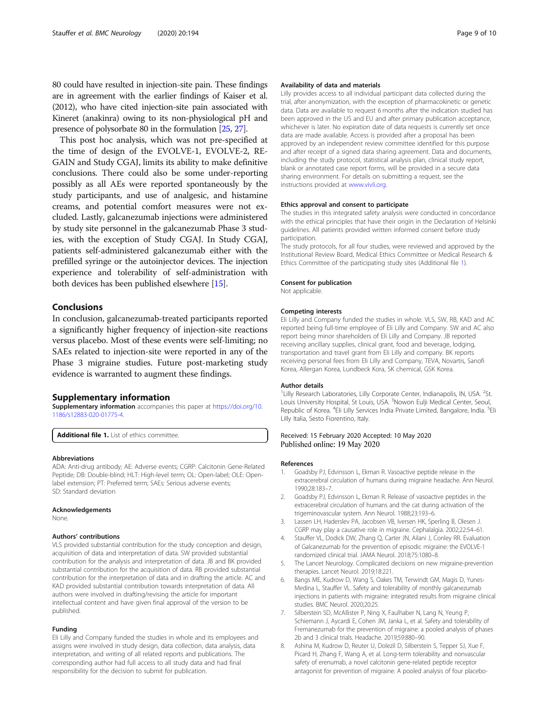80 could have resulted in injection-site pain. These findings are in agreement with the earlier findings of Kaiser et al. (2012), who have cited injection-site pain associated with Kineret (anakinra) owing to its non-physiological pH and presence of polysorbate 80 in the formulation [25, 27].

This post hoc analysis, which was not pre-specified at the time of design of the EVOLVE-1, EVOLVE-2, REGAIN and Study CGAJ, limits its ability to make definitive conclusions. There could also be some under-reporting possibly as all AEs were reported spontaneously by the study participants, and use of analgesic, and histamine creams, and potential comfort measures were not excluded. Lastly, galcanezumab injections were administered by study site personnel in the galcanezumab Phase 3 studies, with the exception of Study CGAJ. In Study CGAJ, patients self-administered galcanezumab either with the prefilled syringe or the autoinjector devices. The injection experience and tolerability of self-administration with both devices has been published elsewhere [15].

## Conclusions

In conclusion, galcanezumab-treated participants reported a significantly higher frequency of injection-site reactions versus placebo. Most of these events were self-limiting; no SAEs related to injection-site were reported in any of the Phase 3 migraine studies. Future post-marketing study evidence is warranted to augment these findings.

## Supplementary information

**Supplementary information** accompanies this paper at https://doi.org/10.1186/s12883-020-01775-4.

**Additional file 1.** List of ethics committee.

### Abbreviations

ADA: Anti-drug antibody; AE: Adverse events; CGRP: Calcitonin Gene-Related Peptide; DB: Double-blind; HLT: High-level term; OL: Open-label; OLE: Open-label extension; PT: Preferred term; SAEs: Serious adverse events; SD: Standard deviation

### Acknowledgements

None.

### Authors' contributions

VLS provided substantial contribution for the study conception and design, acquisition of data and interpretation of data. SW provided substantial contribution for the analysis and interpretation of data. JB and BK provided substantial contribution for the acquisition of data. RB provided substantial contribution for the interpretation of data and in drafting the article. AC and KAD provided substantial contribution towards interpretation of data. All authors were involved in drafting/revising the article for important intellectual content and have given final approval of the version to be published.

### Funding

Eli Lilly and Company funded the studies in whole and its employees and assigns were involved in study design, data collection, data analysis, data interpretation, and writing of all related reports and publications. The corresponding author had full access to all study data and had final responsibility for the decision to submit for publication.

### Availability of data and materials

Lilly provides access to all individual participant data collected during the trial, after anonymization, with the exception of pharmacokinetic or genetic data. Data are available to request 6 months after the indication study has been approved in the US and EU and after primary publication acceptance, whichever is later. No expiration date of data requests is currently set once data are made available. Access is provided after a proposal has been approved by an independent review committee identified for this purpose and after receipt of a signed data sharing agreement. Data and documents, including the study protocol, statistical analysis plan, clinical study report, blank or annotated case report forms, will be provided in a secure data sharing environment. For details on submitting a request, see the instructions provided at www.vivli.org.

### Ethics approval and consent to participate

The studies in this integrated safety analysis were conducted in concordance with the ethical principles that have their origin in the Declaration of Helsinki guidelines. All patients provided written informed consent before study participation.

The study protocols, for all four studies, were reviewed and approved by the Institutional Review Board, Medical Ethics Committee or Medical Research & Ethics Committee of the participating study sites (Additional file 1).

### Consent for publication

Not applicable.

### Competing interests

Eli Lilly and Company funded the studies in whole. VLS, SW, RB, KAD and AC reported being full-time employee of Eli Lilly and Company. SW and AC also report being minor shareholders of Eli Lilly and Company. JB reported receiving ancillary supplies, clinical grant, food and beverage, lodging, transportation and travel grant from Eli Lilly and company. BK reports receiving personal fees from Eli Lilly and Company, TEVA, Novartis, Sanofi Korea, Allergan Korea, Lundbeck Kora, SK chemical, GSK Korea.

### Author details

[1]Lilly Research Laboratories, Lilly Corporate Center, Indianapolis, IN, USA. [2]St. Louis University Hospital, St Louis, USA. [3]Nowon Eulji Medical Center, Seoul, Republic of Korea. [4]Eli Lilly Services India Private Limited, Bangalore, India. [5]Eli Lilly Italia, Sesto Fiorentino, Italy.

Received: 15 February 2020 Accepted: 10 May 2020
Published online: 19 May 2020

### References

1. Goadsby PJ, Edvinsson L, Ekman R. Vasoactive peptide release in the extracerebral circulation of humans during migraine headache. Ann Neurol. 1990;28:183–7.
2. Goadsby PJ, Edvinsson L, Ekman R. Release of vasoactive peptides in the extracerebral circulation of humans and the cat during activation of the trigeminovascular system. Ann Neurol. 1988;23:193–6.
3. Lassen LH, Haderslev PA, Jacobsen VB, Iversen HK, Sperling B, Olesen J. CGRP may play a causative role in migraine. Cephalalgia. 2002;22:54–61.
4. Stauffer VL, Dodick DW, Zhang Q, Carter JN, Ailani J, Conley RR. Evaluation of Galcanezumab for the prevention of episodic migraine: the EVOLVE-1 randomized clinical trial. JAMA Neurol. 2018;75:1080–8.
5. The Lancet Neurology. Complicated decisions on new migraine-prevention therapies. Lancet Neurol. 2019;18:221.
6. Bangs ME, Kudrow D, Wang S, Oakes TM, Terwindt GM, Magis D, Yunes-Medina L, Stauffer VL. Safety and tolerability of monthly galcanezumab injections in patients with migraine: integrated results from migraine clinical studies. BMC Neurol. 2020;20:25.
7. Silberstein SD, McAllister P, Ning X, Faulhaber N, Lang N, Yeung P, Schiemann J, Aycardi E, Cohen JM, Janka L, et al. Safety and tolerability of Fremanezumab for the prevention of migraine: a pooled analysis of phases 2b and 3 clinical trials. Headache. 2019;59:880–90.
8. Ashina M, Kudrow D, Reuter U, Dolezil D, Silberstein S, Tepper SJ, Xue F, Picard H, Zhang F, Wang A, et al. Long-term tolerability and nonvascular safety of erenumab, a novel calcitonin gene-related peptide receptor antagonist for prevention of migraine: A pooled analysis of four placebo-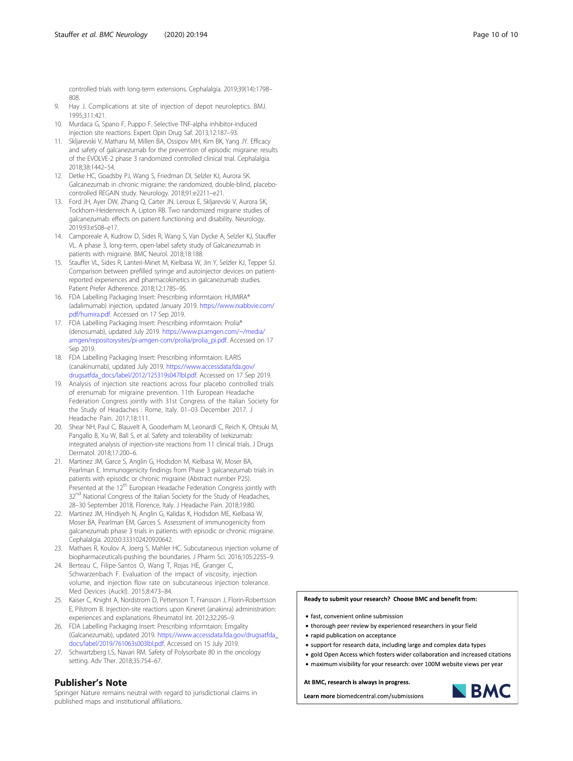controlled trials with long-term extensions. Cephalalgia. 2019;39(14):1798–808.

9. Hay J. Complications at site of injection of depot neuroleptics. BMJ. 1995;311:421.
10. Murdaca G, Spano F, Puppo F. Selective TNF-alpha inhibitor-induced injection site reactions. Expert Opin Drug Saf. 2013;12:187–93.
11. Skljarevski V, Matharu M, Millen BA, Ossipov MH, Kim BK, Yang JY. Efficacy and safety of galcanezumab for the prevention of episodic migraine: results of the EVOLVE-2 phase 3 randomized controlled clinical trial. Cephalalgia. 2018;38:1442–54.
12. Detke HC, Goadsby PJ, Wang S, Friedman DI, Selzler KJ, Aurora SK. Galcanezumab in chronic migraine: the randomized, double-blind, placebo-controlled REGAIN study. Neurology. 2018;91:e2211–e21.
13. Ford JH, Ayer DW, Zhang Q, Carter JN, Leroux E, Skljarevski V, Aurora SK, Tockhorn-Heidenreich A, Lipton RB. Two randomized migraine studies of galcanezumab: effects on patient functioning and disability. Neurology. 2019;93:e508–e17.
14. Camporeale A, Kudrow D, Sides R, Wang S, Van Dycke A, Selzler KJ, Stauffer VL. A phase 3, long-term, open-label safety study of Galcanezumab in patients with migraine. BMC Neurol. 2018;18:188.
15. Stauffer VL, Sides R, Lanteri-Minet M, Kielbasa W, Jin Y, Selzler KJ, Tepper SJ. Comparison between prefilled syringe and autoinjector devices on patient-reported experiences and pharmacokinetics in galcanezumab studies. Patient Prefer Adherence. 2018;12:1785–95.
16. FDA Labelling Packaging Insert: Prescribing informtaion: HUMIRA® (adalimumab) injection, updated January 2019. https://www.rxabbvie.com/pdf/humira.pdf. Accessed on 17 Sep 2019.
17. FDA Labelling Packaging Insert: Prescribing informtaion: Prolia® (denosumab), updated July 2019. https://www.pi.amgen.com/~/media/amgen/repositorysites/pi-amgen-com/prolia/prolia_pi.pdf. Accessed on 17 Sep 2019.
18. FDA Labelling Packaging Insert: Prescribing informtaion: ILARIS (canakinumab), updated July 2019. https://www.accessdata.fda.gov/drugsatfda_docs/label/2012/125319s047lbl.pdf. Accessed on 17 Sep 2019.
19. Analysis of injection site reactions across four placebo controlled trials of erenumab for migraine prevention. 11th European Headache Federation Congress jointly with 31st Congress of the Italian Society for the Study of Headaches : Rome, Italy. 01–03 December 2017. J Headache Pain. 2017;18:111.
20. Shear NH, Paul C, Blauvelt A, Gooderham M, Leonardi C, Reich K, Ohtsuki M, Pangallo B, Xu W, Ball S, et al. Safety and tolerability of Ixekizumab: integrated analysis of injection-site reactions from 11 clinical trials. J Drugs Dermatol. 2018;17:200–6.
21. Martinez JM, Garce S, Anglin G, Hodsdon M, Kielbasa W, Moser BA, Pearlman E. Immunogenicity findings from Phase 3 galcanezumab trials in patients with episodic or chronic migraine (Abstract number P25). Presented at the 12th European Headache Federation Congress jointly with 32nd National Congress of the Italian Society for the Study of Headaches, 28–30 September 2018, Florence, Italy. J Headache Pain. 2018;19:80.
22. Martinez JM, Hindiyeh N, Anglin G, Kalidas K, Hodsdon ME, Kielbasa W, Moser BA, Pearlman EM, Garces S. Assessment of immunogenicity from galcanezumab phase 3 trials in patients with episodic or chronic migraine. Cephalalgia. 2020;0:333102420920642.
23. Mathaes R, Koulov A, Joerg S, Mahler HC. Subcutaneous injection volume of biopharmaceuticals-pushing the boundaries. J Pharm Sci. 2016;105:2255–9.
24. Berteau C, Filipe-Santos O, Wang T, Rojas HE, Granger C, Schwarzenbach F. Evaluation of the impact of viscosity, injection volume, and injection flow rate on subcutaneous injection tolerance. Med Devices (Auckl). 2015;8:473–84.
25. Kaiser C, Knight A, Nordstrom D, Pettersson T, Fransson J, Florin-Robertsson E, Pilstrom B. Injection-site reactions upon Kineret (anakinra) administration: experiences and explanations. Rheumatol Int. 2012;32:295–9.
26. FDA Labelling Packaging Insert: Prescribing informtaion: Emgality (Galcanezumab), updated 2019. https://www.accessdata.fda.gov/drugsatfda_docs/label/2019/761063s003lbl.pdf. Accessed on 15 July 2019.
27. Schwartzberg LS, Navari RM. Safety of Polysorbate 80 in the oncology setting. Adv Ther. 2018;35:754–67.

## Publisher's Note

Springer Nature remains neutral with regard to jurisdictional claims in published maps and institutional affiliations.

**Ready to submit your research? Choose BMC and benefit from:**

- fast, convenient online submission
- thorough peer review by experienced researchers in your field
- rapid publication on acceptance
- support for research data, including large and complex data types
- gold Open Access which fosters wider collaboration and increased citations
- maximum visibility for your research: over 100M website views per year

**At BMC, research is always in progress.**

**Learn more** biomedcentral.com/submissions